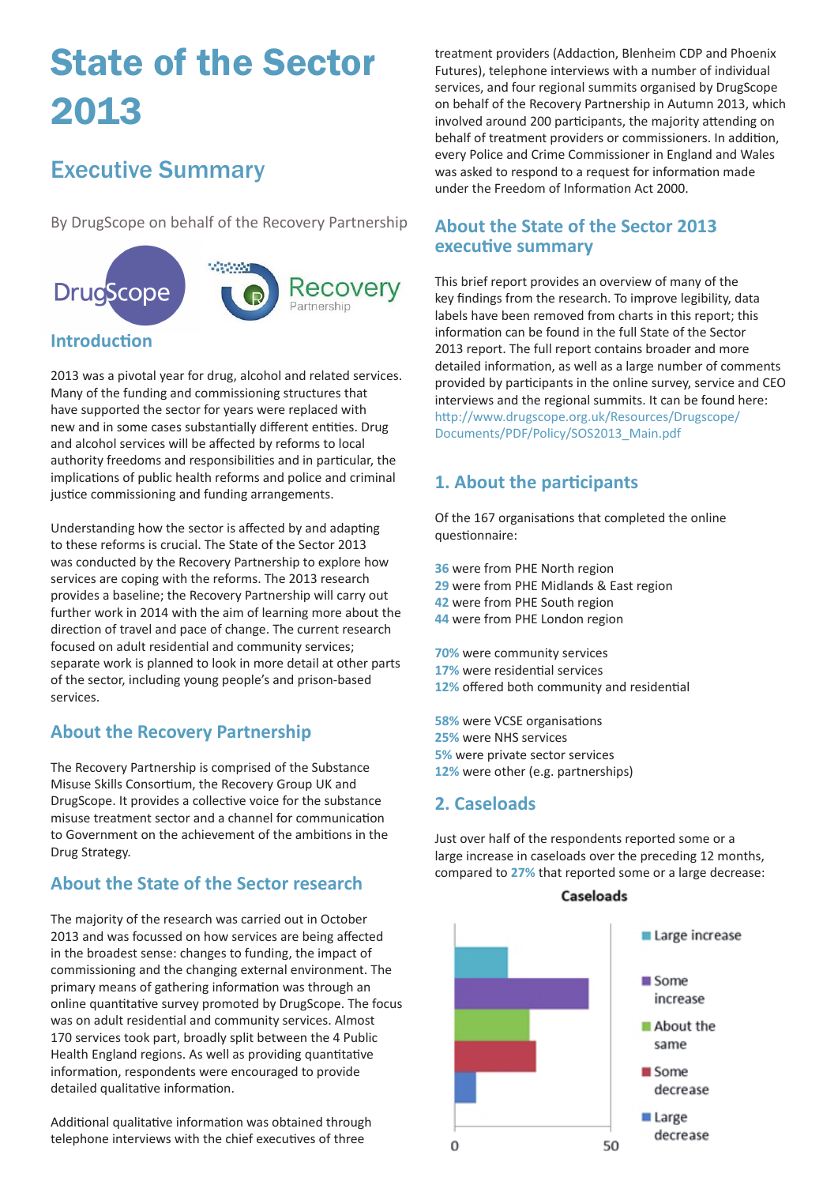# State of the Sector 2013

## Executive Summary

By DrugScope on behalf of the Recovery Partnership

DrugScope    Recovery Partnership

### Introduction

2013 was a pivotal year for drug, alcohol and related services. Many of the funding and commissioning structures that have supported the sector for years were replaced with new and in some cases substantially different entities. Drug and alcohol services will be affected by reforms to local authority freedoms and responsibilities and in particular, the implications of public health reforms and police and criminal justice commissioning and funding arrangements.

Understanding how the sector is affected by and adapting to these reforms is crucial. The State of the Sector 2013 was conducted by the Recovery Partnership to explore how services are coping with the reforms. The 2013 research provides a baseline; the Recovery Partnership will carry out further work in 2014 with the aim of learning more about the direction of travel and pace of change. The current research focused on adult residential and community services; separate work is planned to look in more detail at other parts of the sector, including young people's and prison-based services.

### About the Recovery Partnership

The Recovery Partnership is comprised of the Substance Misuse Skills Consortium, the Recovery Group UK and DrugScope. It provides a collective voice for the substance misuse treatment sector and a channel for communication to Government on the achievement of the ambitions in the Drug Strategy.

### About the State of the Sector research

The majority of the research was carried out in October 2013 and was focussed on how services are being affected in the broadest sense: changes to funding, the impact of commissioning and the changing external environment. The primary means of gathering information was through an online quantitative survey promoted by DrugScope. The focus was on adult residential and community services. Almost 170 services took part, broadly split between the 4 Public Health England regions. As well as providing quantitative information, respondents were encouraged to provide detailed qualitative information.

Additional qualitative information was obtained through telephone interviews with the chief executives of three treatment providers (Addaction, Blenheim CDP and Phoenix Futures), telephone interviews with a number of individual services, and four regional summits organised by DrugScope on behalf of the Recovery Partnership in Autumn 2013, which involved around 200 participants, the majority attending on behalf of treatment providers or commissioners. In addition, every Police and Crime Commissioner in England and Wales was asked to respond to a request for information made under the Freedom of Information Act 2000.

### About the State of the Sector 2013 executive summary

This brief report provides an overview of many of the key findings from the research. To improve legibility, data labels have been removed from charts in this report; this information can be found in the full State of the Sector 2013 report. The full report contains broader and more detailed information, as well as a large number of comments provided by participants in the online survey, service and CEO interviews and the regional summits. It can be found here: http://www.drugscope.org.uk/Resources/Drugscope/Documents/PDF/Policy/SOS2013_Main.pdf

### 1. About the participants

Of the 167 organisations that completed the online questionnaire:

36 were from PHE North region
29 were from PHE Midlands & East region
42 were from PHE South region
44 were from PHE London region

70% were community services
17% were residential services
12% offered both community and residential

58% were VCSE organisations
25% were NHS services
5% were private sector services
12% were other (e.g. partnerships)

### 2. Caseloads

Just over half of the respondents reported some or a large increase in caseloads over the preceding 12 months, compared to 27% that reported some or a large decrease:

**Caseloads**

Large increase
Some increase
About the same
Some decrease
Large decrease

0    50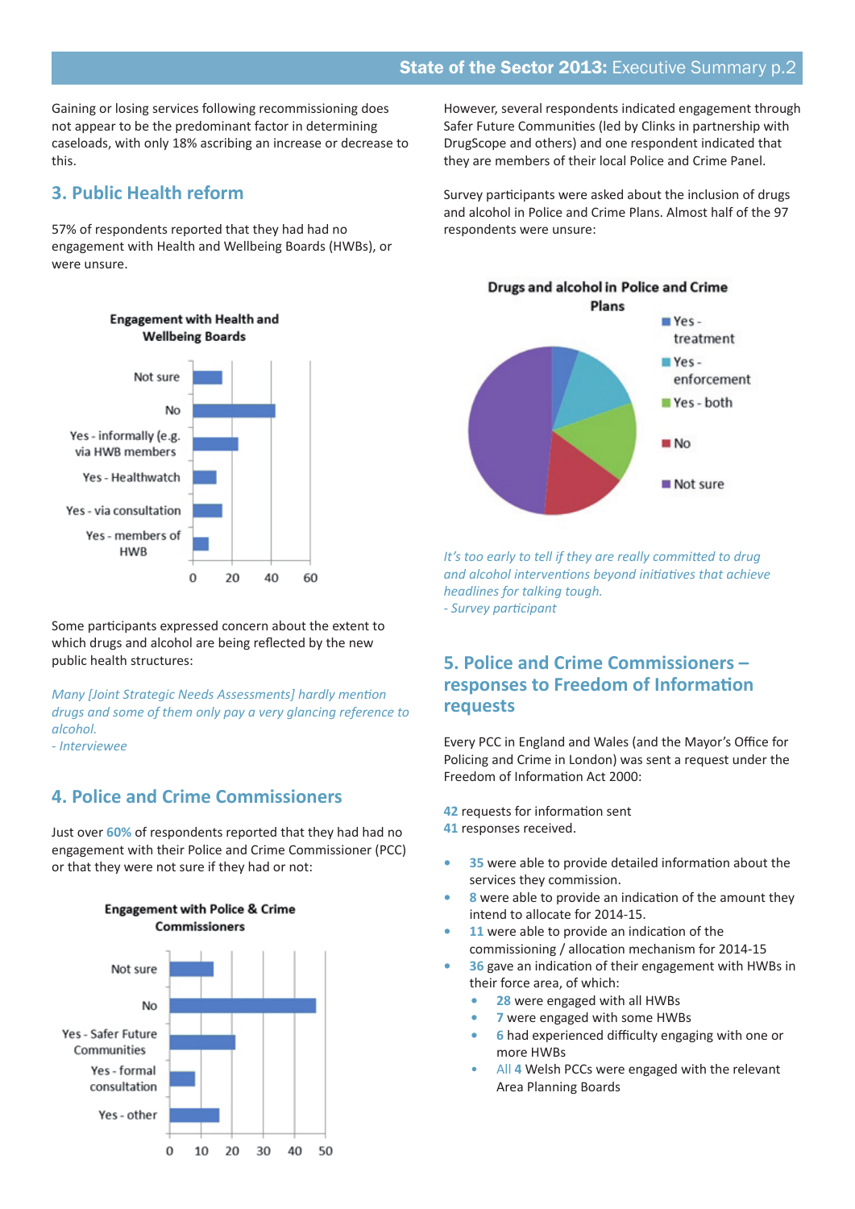Gaining or losing services following recommissioning does not appear to be the predominant factor in determining caseloads, with only 18% ascribing an increase or decrease to this.

## 3. Public Health reform

57% of respondents reported that they had had no engagement with Health and Wellbeing Boards (HWBs), or were unsure.

**Engagement with Health and Wellbeing Boards**

- Not sure
- No
- Yes - informally (e.g. via HWB members
- Yes - Healthwatch
- Yes - via consultation
- Yes - members of HWB

0 20 40 60

Some participants expressed concern about the extent to which drugs and alcohol are being reflected by the new public health structures:

*Many [Joint Strategic Needs Assessments] hardly mention drugs and some of them only pay a very glancing reference to alcohol.*
*- Interviewee*

## 4. Police and Crime Commissioners

Just over 60% of respondents reported that they had had no engagement with their Police and Crime Commissioner (PCC) or that they were not sure if they had or not:

**Engagement with Police & Crime Commissioners**

- Not sure
- No
- Yes - Safer Future Communities
- Yes - formal consultation
- Yes - other

0 10 20 30 40 50

However, several respondents indicated engagement through Safer Future Communities (led by Clinks in partnership with DrugScope and others) and one respondent indicated that they are members of their local Police and Crime Panel.

Survey participants were asked about the inclusion of drugs and alcohol in Police and Crime Plans. Almost half of the 97 respondents were unsure:

**Drugs and alcohol in Police and Crime Plans**

- Yes - treatment
- Yes - enforcement
- Yes - both
- No
- Not sure

*It's too early to tell if they are really committed to drug and alcohol interventions beyond initiatives that achieve headlines for talking tough.*
*- Survey participant*

## 5. Police and Crime Commissioners – responses to Freedom of Information requests

Every PCC in England and Wales (and the Mayor's Office for Policing and Crime in London) was sent a request under the Freedom of Information Act 2000:

42 requests for information sent
41 responses received.

- 35 were able to provide detailed information about the services they commission.
- 8 were able to provide an indication of the amount they intend to allocate for 2014-15.
- 11 were able to provide an indication of the commissioning / allocation mechanism for 2014-15
- 36 gave an indication of their engagement with HWBs in their force area, of which:
  - 28 were engaged with all HWBs
  - 7 were engaged with some HWBs
  - 6 had experienced difficulty engaging with one or more HWBs
  - All 4 Welsh PCCs were engaged with the relevant Area Planning Boards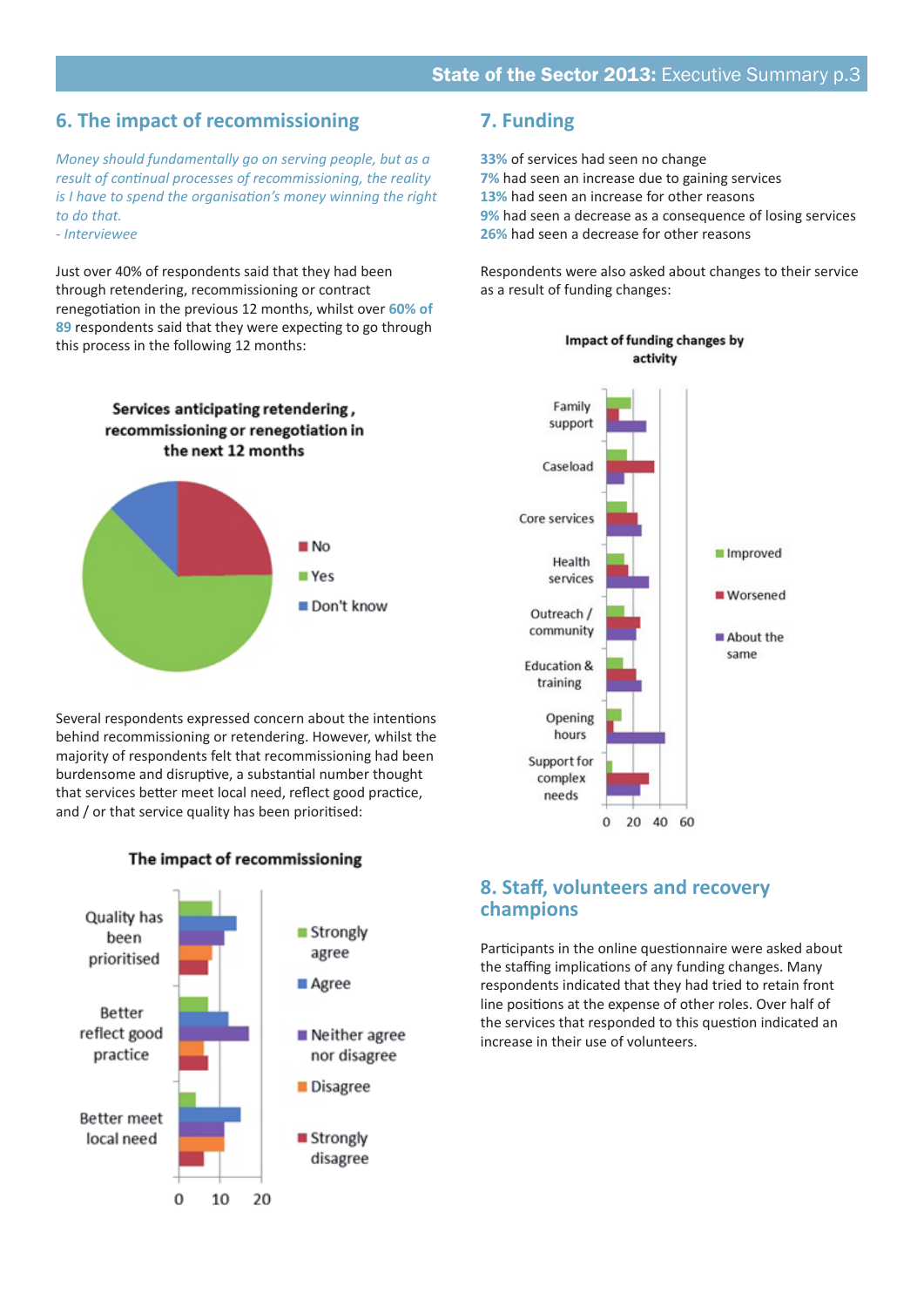## 6. The impact of recommissioning

*Money should fundamentally go on serving people, but as a result of continual processes of recommissioning, the reality is I have to spend the organisation's money winning the right to do that.*
*- Interviewee*

Just over 40% of respondents said that they had been through retendering, recommissioning or contract renegotiation in the previous 12 months, whilst over 60% of 89 respondents said that they were expecting to go through this process in the following 12 months:

**Services anticipating retendering, recommissioning or renegotiation in the next 12 months**

No
Yes
Don't know

Several respondents expressed concern about the intentions behind recommissioning or retendering. However, whilst the majority of respondents felt that recommissioning had been burdensome and disruptive, a substantial number thought that services better meet local need, reflect good practice, and / or that service quality has been prioritised:

**The impact of recommissioning**

Quality has been prioritised
Better reflect good practice
Better meet local need

0 10 20

Strongly agree
Agree
Neither agree nor disagree
Disagree
Strongly disagree

## 7. Funding

33% of services had seen no change
7% had seen an increase due to gaining services
13% had seen an increase for other reasons
9% had seen a decrease as a consequence of losing services
26% had seen a decrease for other reasons

Respondents were also asked about changes to their service as a result of funding changes:

**Impact of funding changes by activity**

Family support
Caseload
Core services
Health services
Outreach / community
Education & training
Opening hours
Support for complex needs

0 20 40 60

Improved
Worsened
About the same

## 8. Staff, volunteers and recovery champions

Participants in the online questionnaire were asked about the staffing implications of any funding changes. Many respondents indicated that they had tried to retain front line positions at the expense of other roles. Over half of the services that responded to this question indicated an increase in their use of volunteers.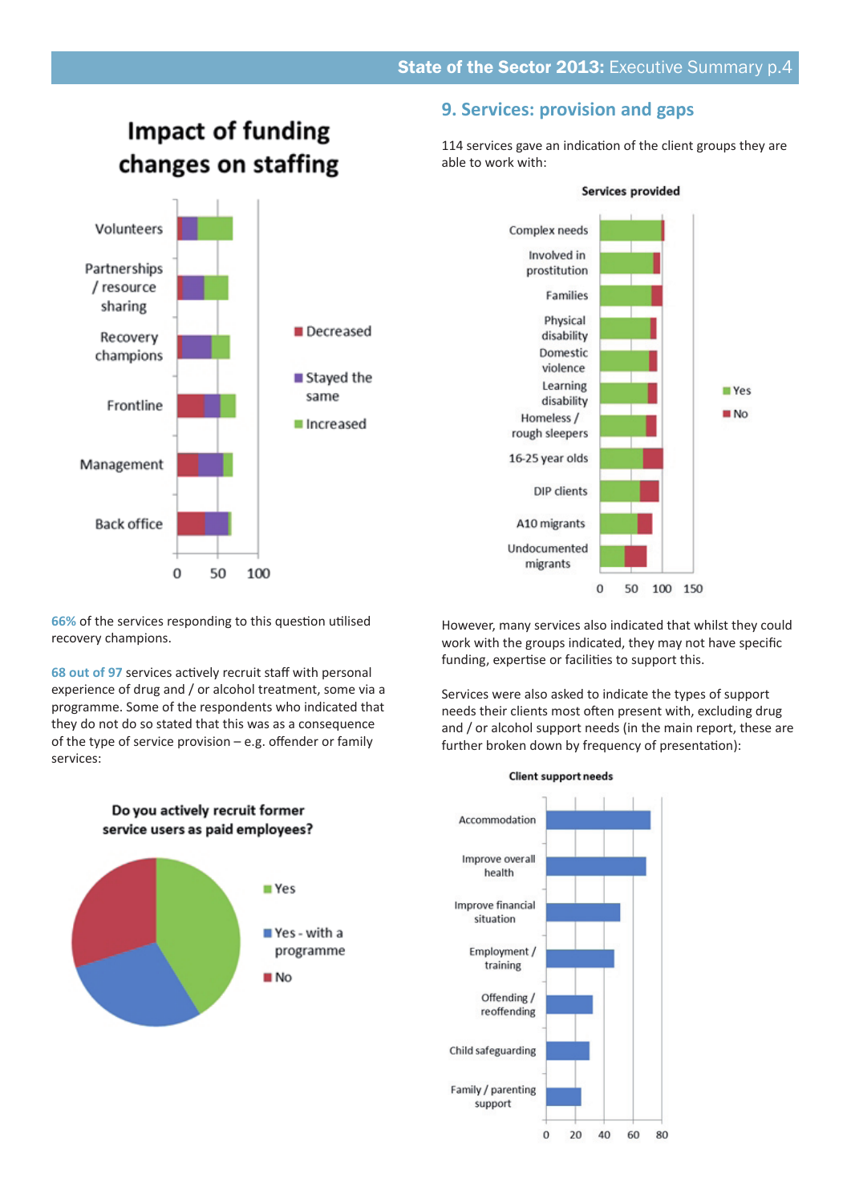## Impact of funding changes on staffing

66% of the services responding to this question utilised recovery champions.

68 out of 97 services actively recruit staff with personal experience of drug and / or alcohol treatment, some via a programme. Some of the respondents who indicated that they do not do so stated that this was as a consequence of the type of service provision – e.g. offender or family services:

**Do you actively recruit former service users as paid employees?**

## 9. Services: provision and gaps

114 services gave an indication of the client groups they are able to work with:

**Services provided**

However, many services also indicated that whilst they could work with the groups indicated, they may not have specific funding, expertise or facilities to support this.

Services were also asked to indicate the types of support needs their clients most often present with, excluding drug and / or alcohol support needs (in the main report, these are further broken down by frequency of presentation):

**Client support needs**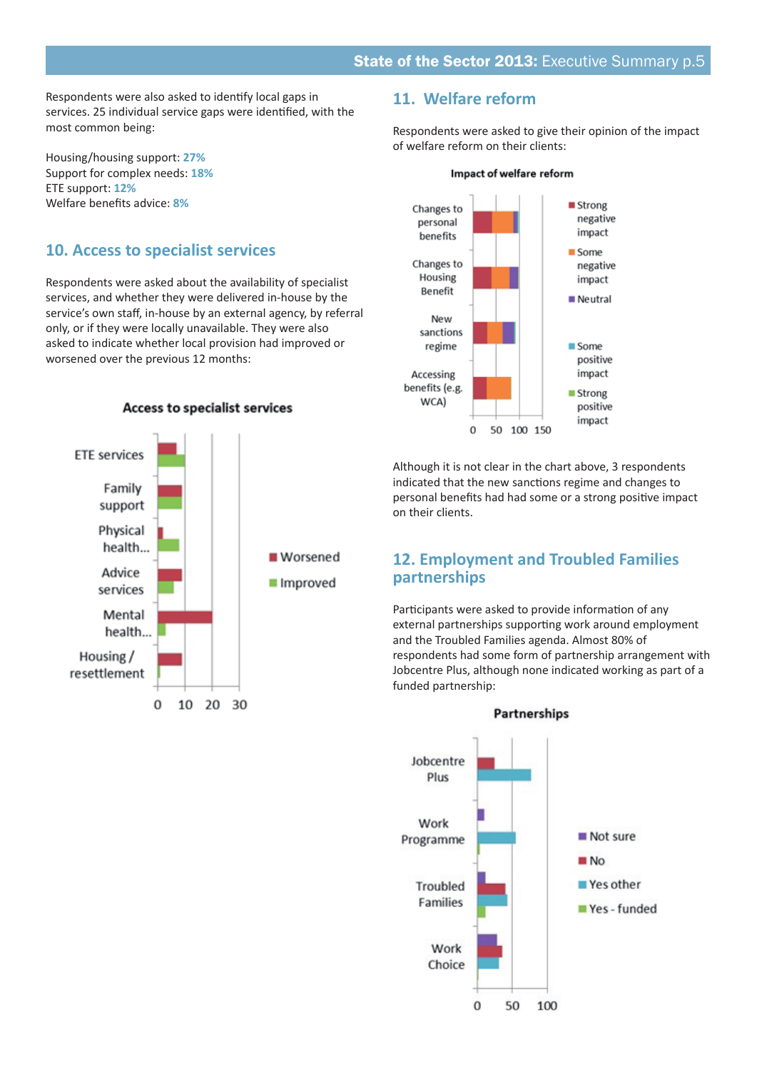Respondents were also asked to identify local gaps in services. 25 individual service gaps were identified, with the most common being:

Housing/housing support: **27%**
Support for complex needs: **18%**
ETE support: **12%**
Welfare benefits advice: **8%**

## 10. Access to specialist services

Respondents were asked about the availability of specialist services, and whether they were delivered in-house by the service's own staff, in-house by an external agency, by referral only, or if they were locally unavailable. They were also asked to indicate whether local provision had improved or worsened over the previous 12 months:

**Access to specialist services**

## 11. Welfare reform

Respondents were asked to give their opinion of the impact of welfare reform on their clients:

**Impact of welfare reform**

Although it is not clear in the chart above, 3 respondents indicated that the new sanctions regime and changes to personal benefits had had some or a strong positive impact on their clients.

## 12. Employment and Troubled Families partnerships

Participants were asked to provide information of any external partnerships supporting work around employment and the Troubled Families agenda. Almost 80% of respondents had some form of partnership arrangement with Jobcentre Plus, although none indicated working as part of a funded partnership:

**Partnerships**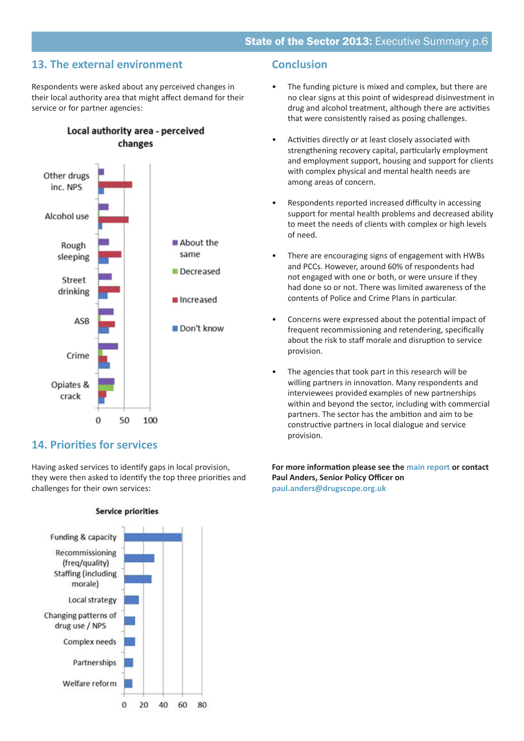## 13. The external environment

Respondents were asked about any perceived changes in their local authority area that might affect demand for their service or for partner agencies:

Local authority area - perceived changes

Other drugs inc. NPS
Alcohol use
Rough sleeping
Street drinking
ASB
Crime
Opiates & crack

0 50 100

About the same
Decreased
Increased
Don't know

## 14. Priorities for services

Having asked services to identify gaps in local provision, they were then asked to identify the top three priorities and challenges for their own services:

Service priorities

Funding & capacity
Recommissioning (freq/quality)
Staffing (including morale)
Local strategy
Changing patterns of drug use / NPS
Complex needs
Partnerships
Welfare reform

0 20 40 60 80

## Conclusion

- The funding picture is mixed and complex, but there are no clear signs at this point of widespread disinvestment in drug and alcohol treatment, although there are activities that were consistently raised as posing challenges.
- Activities directly or at least closely associated with strengthening recovery capital, particularly employment and employment support, housing and support for clients with complex physical and mental health needs are among areas of concern.
- Respondents reported increased difficulty in accessing support for mental health problems and decreased ability to meet the needs of clients with complex or high levels of need.
- There are encouraging signs of engagement with HWBs and PCCs. However, around 60% of respondents had not engaged with one or both, or were unsure if they had done so or not. There was limited awareness of the contents of Police and Crime Plans in particular.
- Concerns were expressed about the potential impact of frequent recommissioning and retendering, specifically about the risk to staff morale and disruption to service provision.
- The agencies that took part in this research will be willing partners in innovation. Many respondents and interviewees provided examples of new partnerships within and beyond the sector, including with commercial partners. The sector has the ambition and aim to be constructive partners in local dialogue and service provision.

**For more information please see the main report or contact Paul Anders, Senior Policy Officer on paul.anders@drugscope.org.uk**